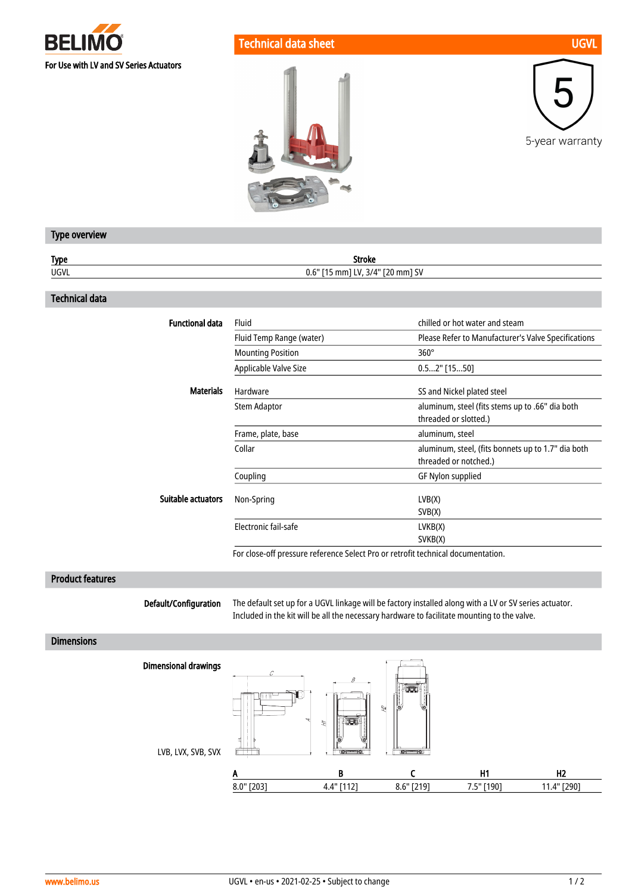BELIMO

For Use with LV and SV Series Actuators

# Technical data sheet — UGVL

5-year warranty

## Type overview

| Type | Stroke |
|---|---|
| UGVL | 0.6" [15 mm] LV, 3/4" [20 mm] SV |

## Technical data

| | | |
|---|---|---|
| **Functional data** | Fluid | chilled or hot water and steam |
| | Fluid Temp Range (water) | Please Refer to Manufacturer's Valve Specifications |
| | Mounting Position | 360° |
| | Applicable Valve Size | 0.5...2" [15...50] |
| **Materials** | Hardware | SS and Nickel plated steel |
| | Stem Adaptor | aluminum, steel (fits stems up to .66" dia both threaded or slotted.) |
| | Frame, plate, base | aluminum, steel |
| | Collar | aluminum, steel, (fits bonnets up to 1.7" dia both threaded or notched.) |
| | Coupling | GF Nylon supplied |
| **Suitable actuators** | Non-Spring | LVB(X)<br>SVB(X) |
| | Electronic fail-safe | LVKB(X)<br>SVKB(X) |

For close-off pressure reference Select Pro or retrofit technical documentation.

## Product features

**Default/Configuration**

The default set up for a UGVL linkage will be factory installed along with a LV or SV series actuator. Included in the kit will be all the necessary hardware to facilitate mounting to the valve.

## Dimensions

**Dimensional drawings**

LVB, LVX, SVB, SVX

| A | B | C | H1 | H2 |
|---|---|---|---|---|
| 8.0" [203] | 4.4" [112] | 8.6" [219] | 7.5" [190] | 11.4" [290] |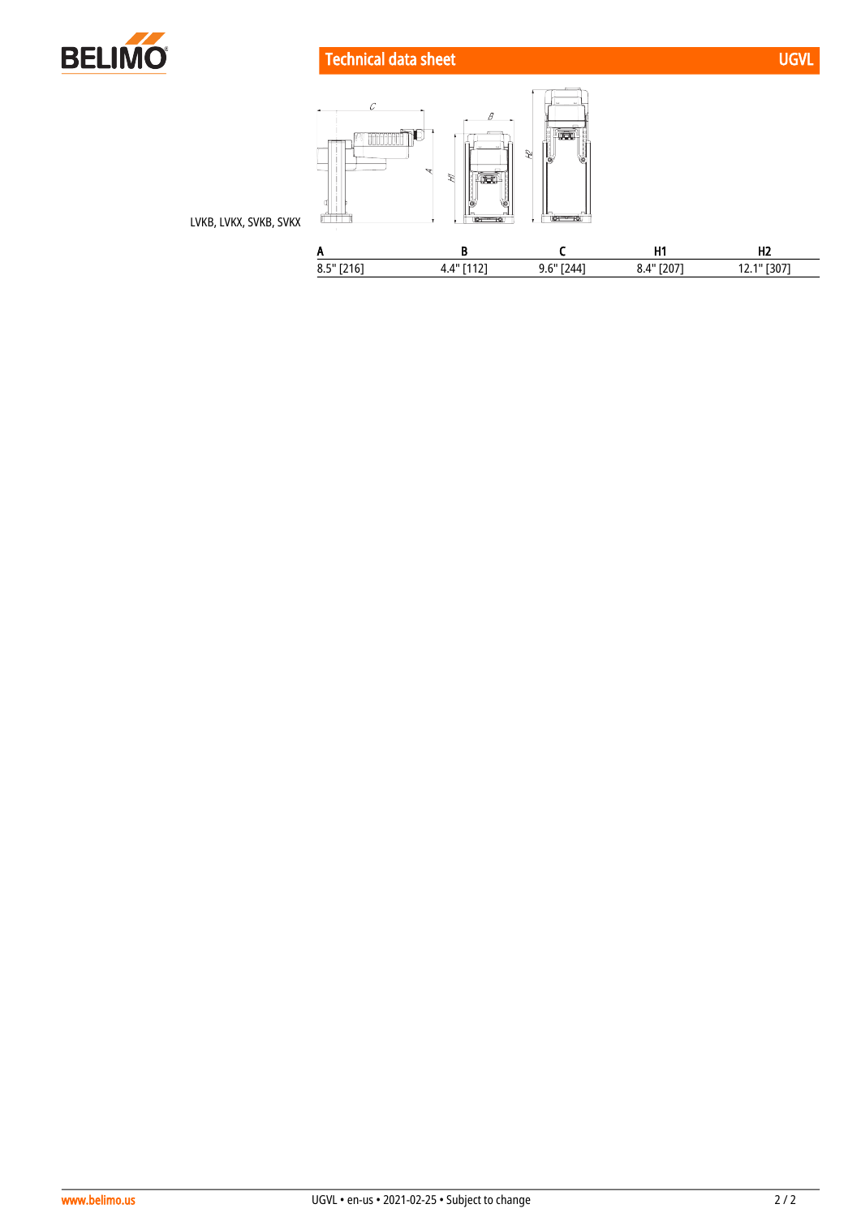LVKB, LVKX, SVKB, SVKX

| A | B | C | H1 | H2 |
|---|---|---|---|---|
| 8.5" [216] | 4.4" [112] | 9.6" [244] | 8.4" [207] | 12.1" [307] |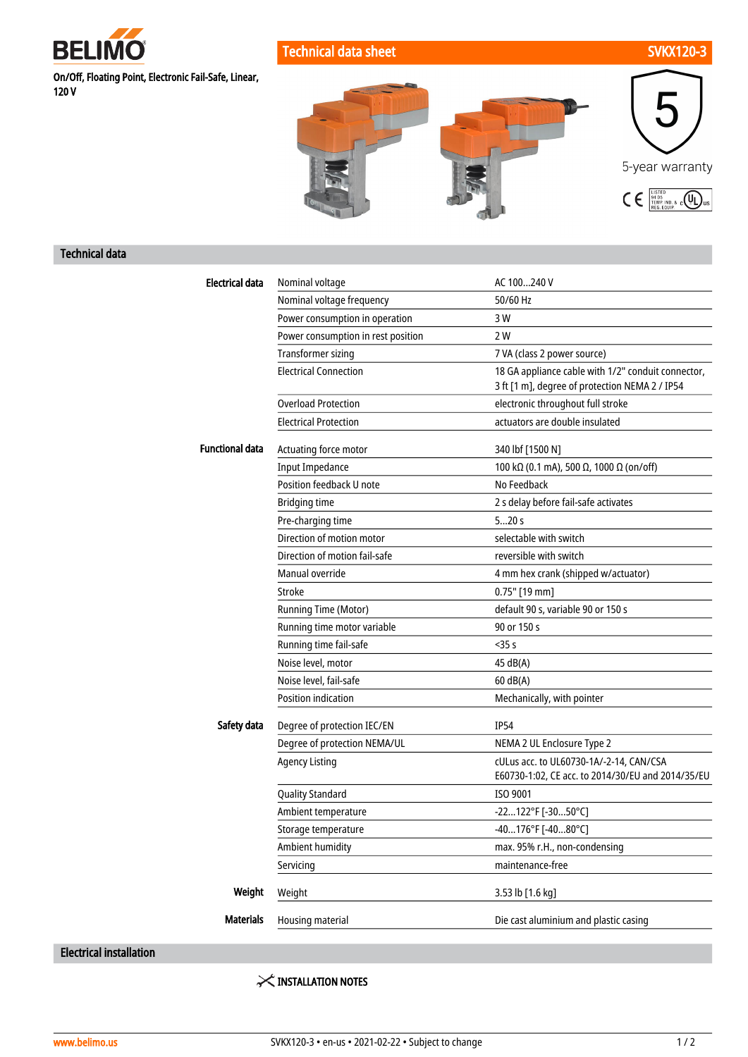**BELIMO**

On/Off, Floating Point, Electronic Fail-Safe, Linear, 120 V

# Technical data sheet — SVKX120-3

5-year warranty

## Technical data

| | | |
|---|---|---|
| **Electrical data** | Nominal voltage | AC 100...240 V |
| | Nominal voltage frequency | 50/60 Hz |
| | Power consumption in operation | 3 W |
| | Power consumption in rest position | 2 W |
| | Transformer sizing | 7 VA (class 2 power source) |
| | Electrical Connection | 18 GA appliance cable with 1/2" conduit connector, 3 ft [1 m], degree of protection NEMA 2 / IP54 |
| | Overload Protection | electronic throughout full stroke |
| | Electrical Protection | actuators are double insulated |
| **Functional data** | Actuating force motor | 340 lbf [1500 N] |
| | Input Impedance | 100 kΩ (0.1 mA), 500 Ω, 1000 Ω (on/off) |
| | Position feedback U note | No Feedback |
| | Bridging time | 2 s delay before fail-safe activates |
| | Pre-charging time | 5...20 s |
| | Direction of motion motor | selectable with switch |
| | Direction of motion fail-safe | reversible with switch |
| | Manual override | 4 mm hex crank (shipped w/actuator) |
| | Stroke | 0.75" [19 mm] |
| | Running Time (Motor) | default 90 s, variable 90 or 150 s |
| | Running time motor variable | 90 or 150 s |
| | Running time fail-safe | <35 s |
| | Noise level, motor | 45 dB(A) |
| | Noise level, fail-safe | 60 dB(A) |
| | Position indication | Mechanically, with pointer |
| **Safety data** | Degree of protection IEC/EN | IP54 |
| | Degree of protection NEMA/UL | NEMA 2 UL Enclosure Type 2 |
| | Agency Listing | cULus acc. to UL60730-1A/-2-14, CAN/CSA E60730-1:02, CE acc. to 2014/30/EU and 2014/35/EU |
| | Quality Standard | ISO 9001 |
| | Ambient temperature | -22...122°F [-30...50°C] |
| | Storage temperature | -40...176°F [-40...80°C] |
| | Ambient humidity | max. 95% r.H., non-condensing |
| | Servicing | maintenance-free |
| **Weight** | Weight | 3.53 lb [1.6 kg] |
| **Materials** | Housing material | Die cast aluminium and plastic casing |

## Electrical installation

INSTALLATION NOTES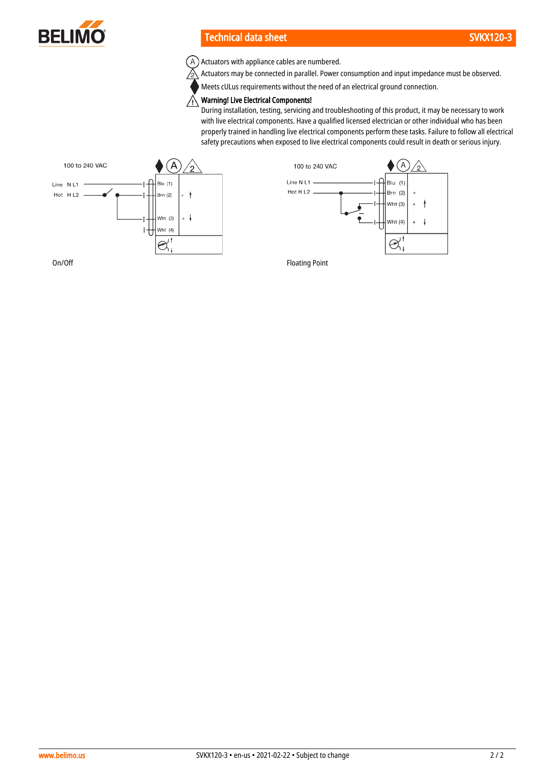Ⓐ Actuators with appliance cables are numbered.

⚠2 Actuators may be connected in parallel. Power consumption and input impedance must be observed.

◆ Meets cULus requirements without the need of an electrical ground connection.

**Warning! Live Electrical Components!**

During installation, testing, servicing and troubleshooting of this product, it may be necessary to work with live electrical components. Have a qualified licensed electrician or other individual who has been properly trained in handling live electrical components perform these tasks. Failure to follow all electrical safety precautions when exposed to live electrical components could result in death or serious injury.

100 to 240 VAC

Line N L1

Hot H L2

Blu (1)

Brn (2)

Wht (3)

Wht (4)

On/Off

100 to 240 VAC

Line N L1

Hot H L2

Blu (1)

Brn (2)

Wht (3)

Wht (4)

Floating Point